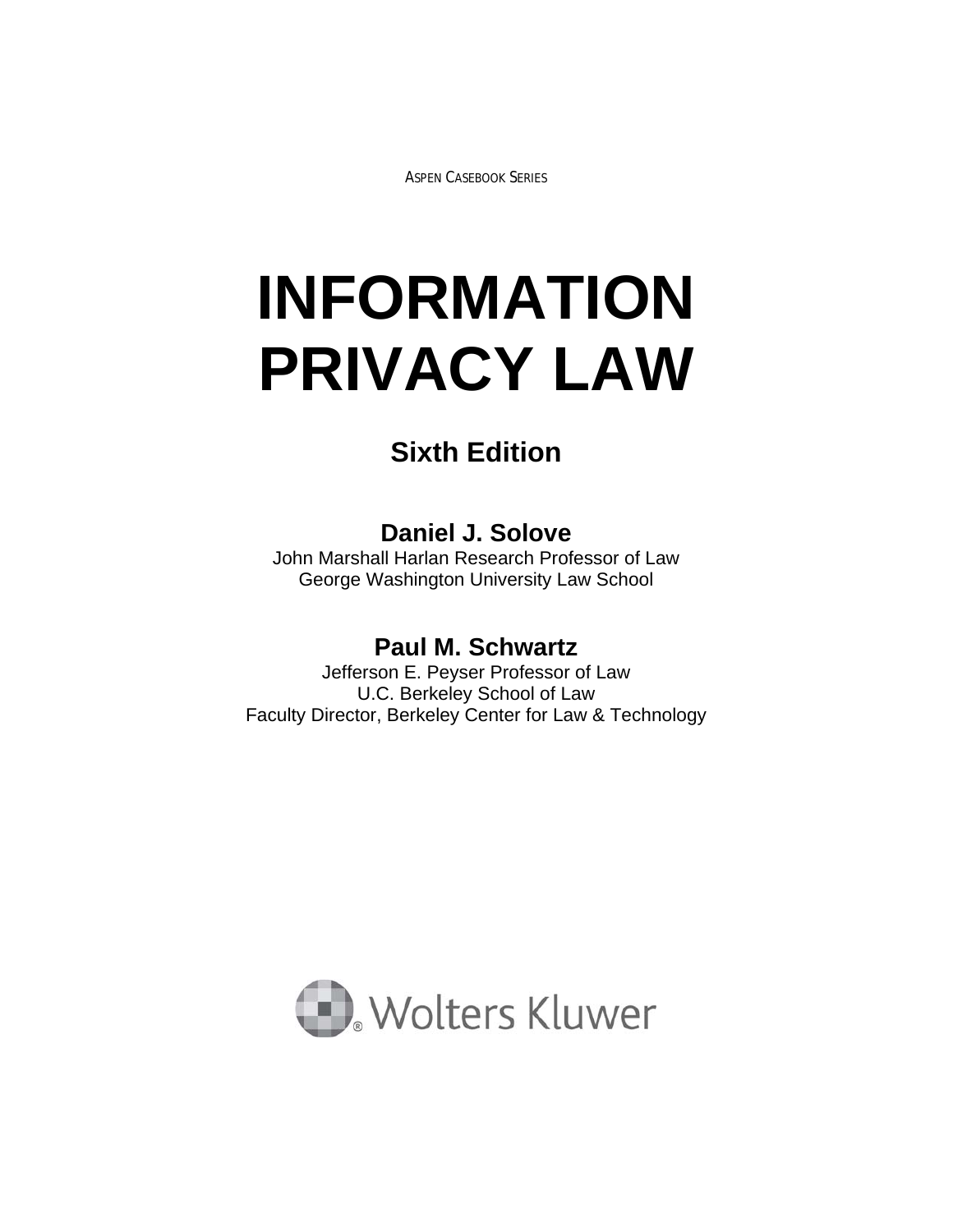ASPEN CASEBOOK SERIES

# INFORMATION PRIVACY LAW

## Sixth Edition

**Daniel J. Solove**
John Marshall Harlan Research Professor of Law
George Washington University Law School

**Paul M. Schwartz**
Jefferson E. Peyser Professor of Law
U.C. Berkeley School of Law
Faculty Director, Berkeley Center for Law & Technology

Wolters Kluwer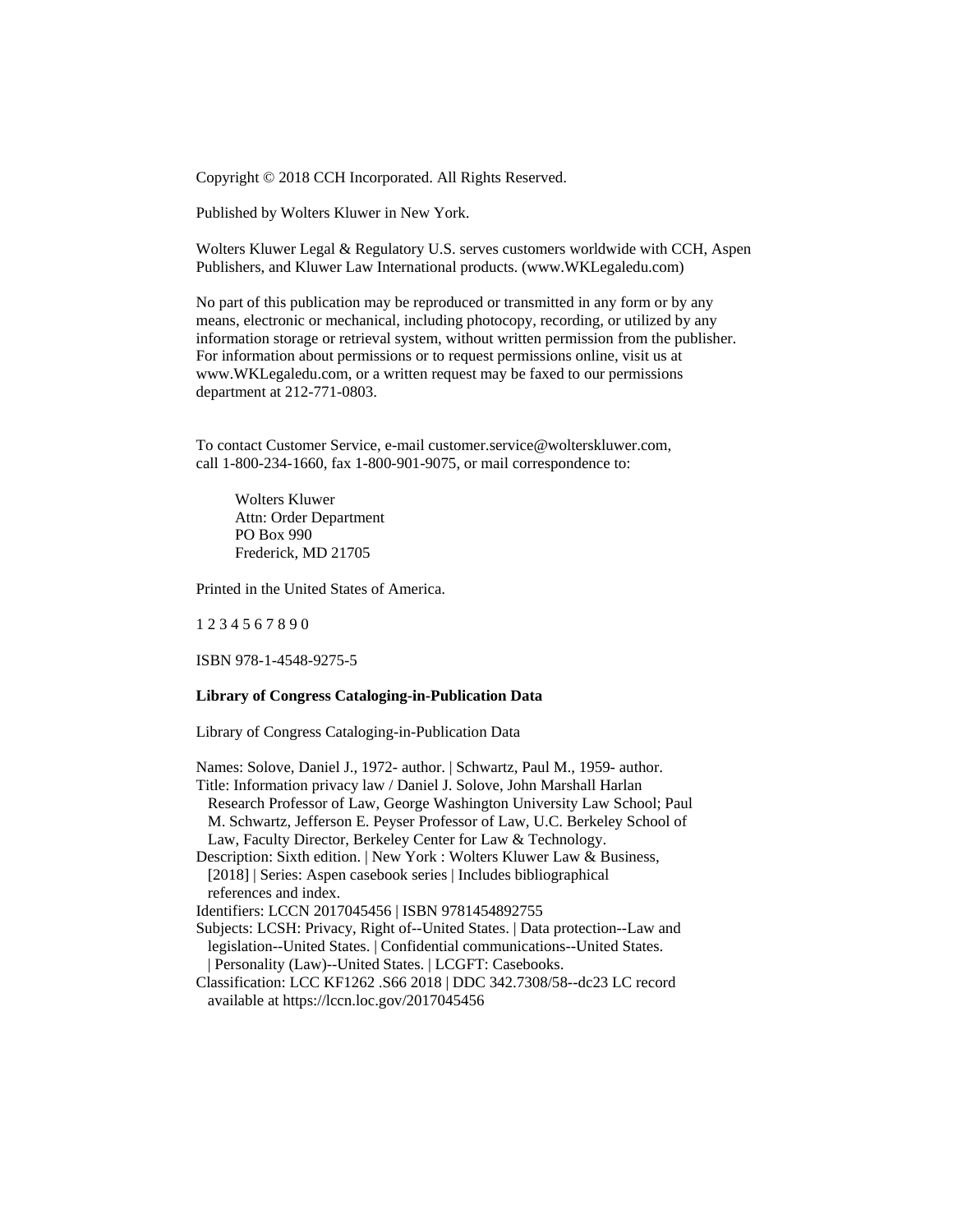Copyright © 2018 CCH Incorporated. All Rights Reserved.

Published by Wolters Kluwer in New York.

Wolters Kluwer Legal & Regulatory U.S. serves customers worldwide with CCH, Aspen Publishers, and Kluwer Law International products. (www.WKLegaledu.com)

No part of this publication may be reproduced or transmitted in any form or by any means, electronic or mechanical, including photocopy, recording, or utilized by any information storage or retrieval system, without written permission from the publisher. For information about permissions or to request permissions online, visit us at www.WKLegaledu.com, or a written request may be faxed to our permissions department at 212-771-0803.

To contact Customer Service, e-mail customer.service@wolterskluwer.com, call 1-800-234-1660, fax 1-800-901-9075, or mail correspondence to:

Wolters Kluwer
Attn: Order Department
PO Box 990
Frederick, MD 21705

Printed in the United States of America.

1 2 3 4 5 6 7 8 9 0

ISBN 978-1-4548-9275-5

**Library of Congress Cataloging-in-Publication Data**

Library of Congress Cataloging-in-Publication Data

Names: Solove, Daniel J., 1972- author. | Schwartz, Paul M., 1959- author.
Title: Information privacy law / Daniel J. Solove, John Marshall Harlan Research Professor of Law, George Washington University Law School; Paul M. Schwartz, Jefferson E. Peyser Professor of Law, U.C. Berkeley School of Law, Faculty Director, Berkeley Center for Law & Technology.
Description: Sixth edition. | New York : Wolters Kluwer Law & Business, [2018] | Series: Aspen casebook series | Includes bibliographical references and index.
Identifiers: LCCN 2017045456 | ISBN 9781454892755
Subjects: LCSH: Privacy, Right of--United States. | Data protection--Law and legislation--United States. | Confidential communications--United States. | Personality (Law)--United States. | LCGFT: Casebooks.
Classification: LCC KF1262 .S66 2018 | DDC 342.7308/58--dc23 LC record available at https://lccn.loc.gov/2017045456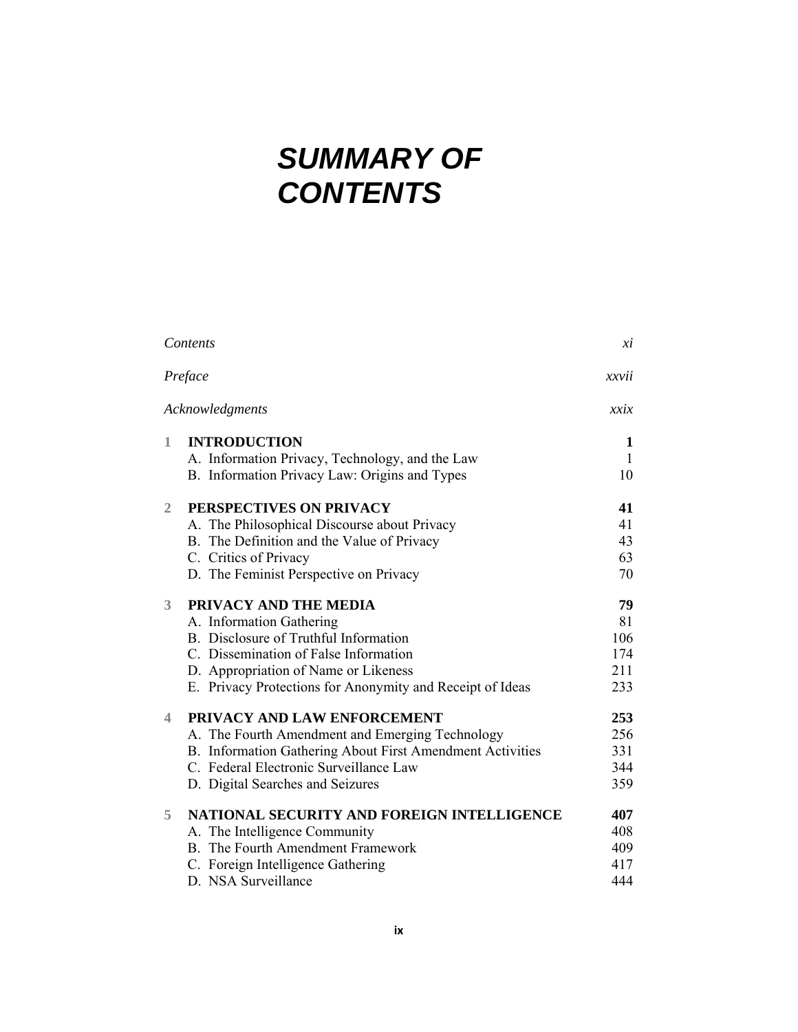# SUMMARY OF CONTENTS

| | | |
|---|---|---|
| *Contents* | | *xi* |
| *Preface* | | *xxvii* |
| *Acknowledgments* | | *xxix* |
| 1 | **INTRODUCTION** | **1** |
| | A. Information Privacy, Technology, and the Law | 1 |
| | B. Information Privacy Law: Origins and Types | 10 |
| 2 | **PERSPECTIVES ON PRIVACY** | **41** |
| | A. The Philosophical Discourse about Privacy | 41 |
| | B. The Definition and the Value of Privacy | 43 |
| | C. Critics of Privacy | 63 |
| | D. The Feminist Perspective on Privacy | 70 |
| 3 | **PRIVACY AND THE MEDIA** | **79** |
| | A. Information Gathering | 81 |
| | B. Disclosure of Truthful Information | 106 |
| | C. Dissemination of False Information | 174 |
| | D. Appropriation of Name or Likeness | 211 |
| | E. Privacy Protections for Anonymity and Receipt of Ideas | 233 |
| 4 | **PRIVACY AND LAW ENFORCEMENT** | **253** |
| | A. The Fourth Amendment and Emerging Technology | 256 |
| | B. Information Gathering About First Amendment Activities | 331 |
| | C. Federal Electronic Surveillance Law | 344 |
| | D. Digital Searches and Seizures | 359 |
| 5 | **NATIONAL SECURITY AND FOREIGN INTELLIGENCE** | **407** |
| | A. The Intelligence Community | 408 |
| | B. The Fourth Amendment Framework | 409 |
| | C. Foreign Intelligence Gathering | 417 |
| | D. NSA Surveillance | 444 |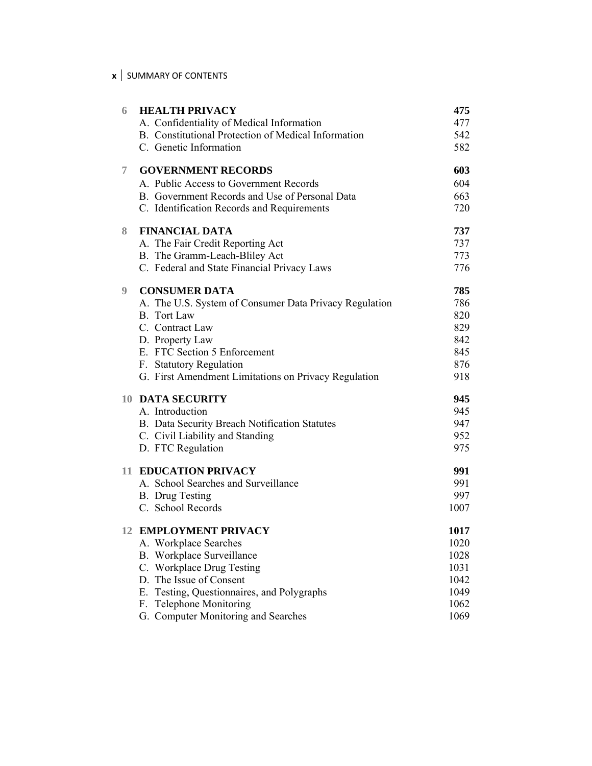| | | |
|---|---|---|
| **6** | **HEALTH PRIVACY** | **475** |
| | A. Confidentiality of Medical Information | 477 |
| | B. Constitutional Protection of Medical Information | 542 |
| | C. Genetic Information | 582 |
| **7** | **GOVERNMENT RECORDS** | **603** |
| | A. Public Access to Government Records | 604 |
| | B. Government Records and Use of Personal Data | 663 |
| | C. Identification Records and Requirements | 720 |
| **8** | **FINANCIAL DATA** | **737** |
| | A. The Fair Credit Reporting Act | 737 |
| | B. The Gramm-Leach-Bliley Act | 773 |
| | C. Federal and State Financial Privacy Laws | 776 |
| **9** | **CONSUMER DATA** | **785** |
| | A. The U.S. System of Consumer Data Privacy Regulation | 786 |
| | B. Tort Law | 820 |
| | C. Contract Law | 829 |
| | D. Property Law | 842 |
| | E. FTC Section 5 Enforcement | 845 |
| | F. Statutory Regulation | 876 |
| | G. First Amendment Limitations on Privacy Regulation | 918 |
| **10** | **DATA SECURITY** | **945** |
| | A. Introduction | 945 |
| | B. Data Security Breach Notification Statutes | 947 |
| | C. Civil Liability and Standing | 952 |
| | D. FTC Regulation | 975 |
| **11** | **EDUCATION PRIVACY** | **991** |
| | A. School Searches and Surveillance | 991 |
| | B. Drug Testing | 997 |
| | C. School Records | 1007 |
| **12** | **EMPLOYMENT PRIVACY** | **1017** |
| | A. Workplace Searches | 1020 |
| | B. Workplace Surveillance | 1028 |
| | C. Workplace Drug Testing | 1031 |
| | D. The Issue of Consent | 1042 |
| | E. Testing, Questionnaires, and Polygraphs | 1049 |
| | F. Telephone Monitoring | 1062 |
| | G. Computer Monitoring and Searches | 1069 |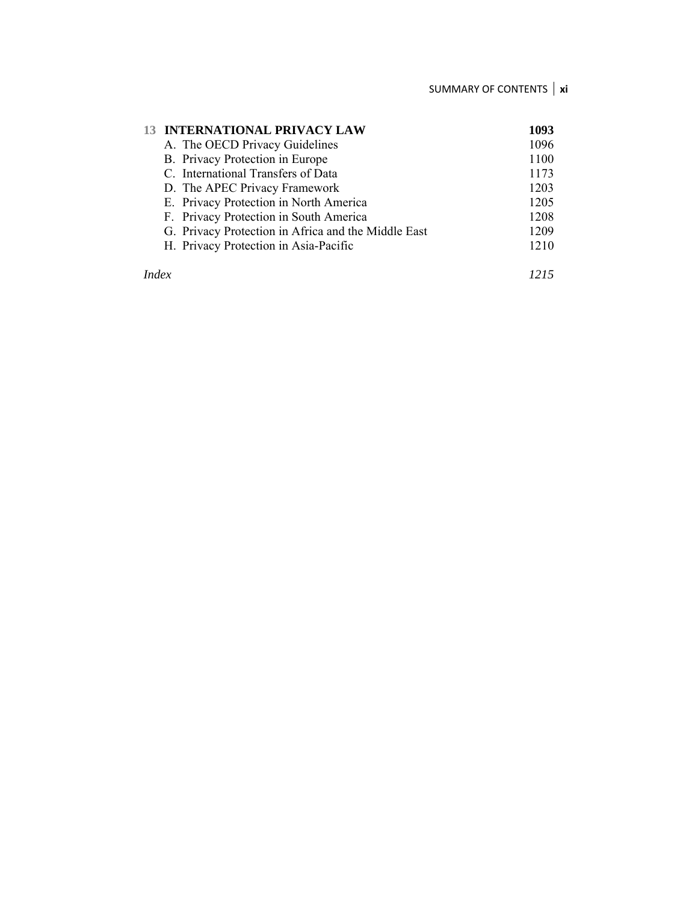| | | |
|---|---|---|
| **13** | **INTERNATIONAL PRIVACY LAW** | **1093** |
| | A. The OECD Privacy Guidelines | 1096 |
| | B. Privacy Protection in Europe | 1100 |
| | C. International Transfers of Data | 1173 |
| | D. The APEC Privacy Framework | 1203 |
| | E. Privacy Protection in North America | 1205 |
| | F. Privacy Protection in South America | 1208 |
| | G. Privacy Protection in Africa and the Middle East | 1209 |
| | H. Privacy Protection in Asia-Pacific | 1210 |
| *Index* | | *1215* |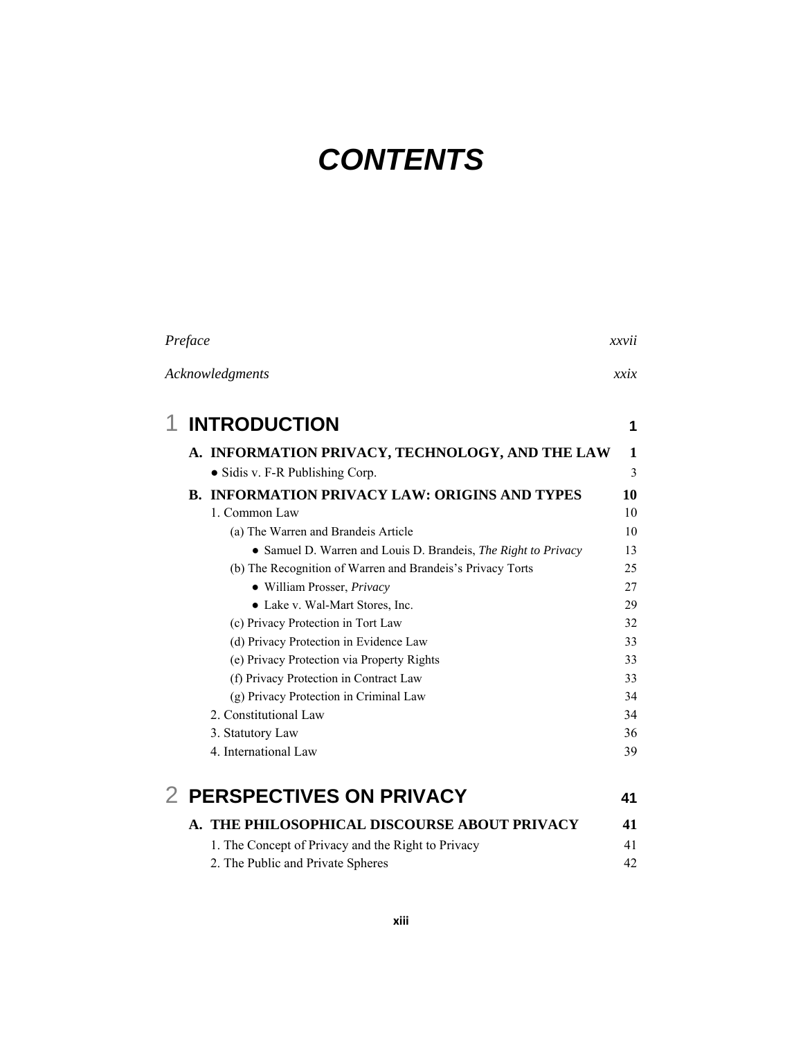# *CONTENTS*

| | |
|---|---|
| *Preface* | *xxvii* |
| *Acknowledgments* | *xxix* |

## 1 INTRODUCTION — 1

**A. INFORMATION PRIVACY, TECHNOLOGY, AND THE LAW — 1**

- ● Sidis v. F-R Publishing Corp. — 3

**B. INFORMATION PRIVACY LAW: ORIGINS AND TYPES — 10**

1. Common Law — 10
   - (a) The Warren and Brandeis Article — 10
     - ● Samuel D. Warren and Louis D. Brandeis, *The Right to Privacy* — 13
   - (b) The Recognition of Warren and Brandeis's Privacy Torts — 25
     - ● William Prosser, *Privacy* — 27
     - ● Lake v. Wal-Mart Stores, Inc. — 29
   - (c) Privacy Protection in Tort Law — 32
   - (d) Privacy Protection in Evidence Law — 33
   - (e) Privacy Protection via Property Rights — 33
   - (f) Privacy Protection in Contract Law — 33
   - (g) Privacy Protection in Criminal Law — 34
2. Constitutional Law — 34
3. Statutory Law — 36
4. International Law — 39

## 2 PERSPECTIVES ON PRIVACY — 41

**A. THE PHILOSOPHICAL DISCOURSE ABOUT PRIVACY — 41**

1. The Concept of Privacy and the Right to Privacy — 41
2. The Public and Private Spheres — 42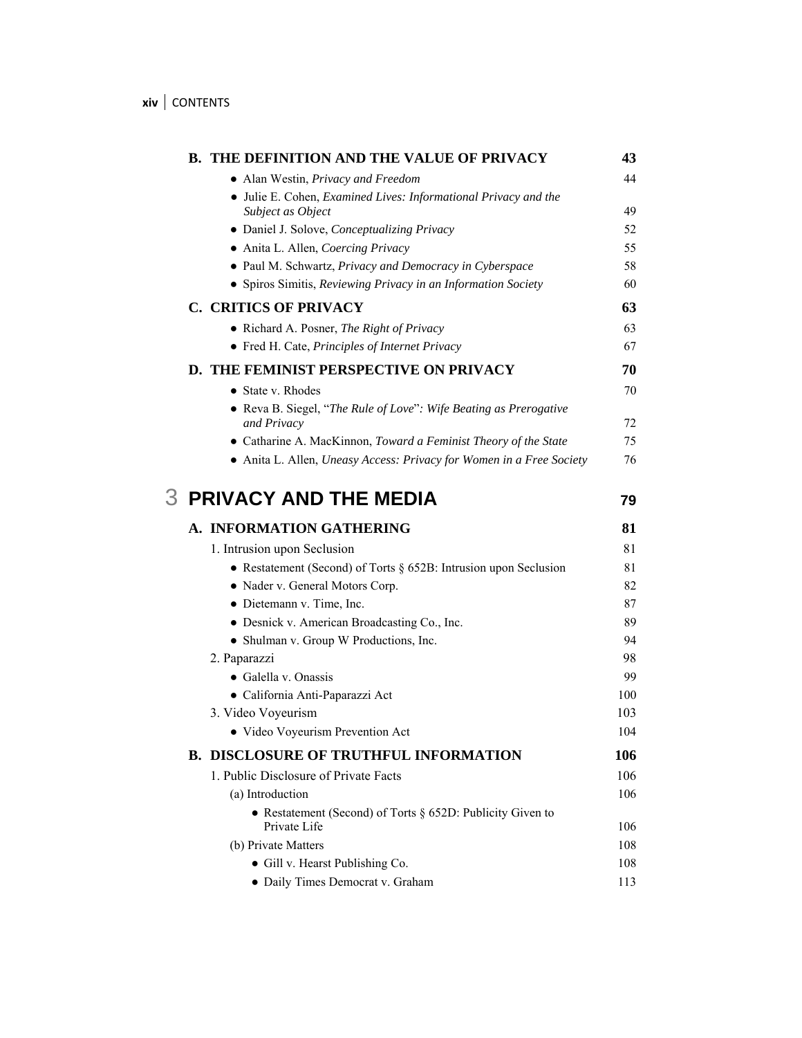## B. THE DEFINITION AND THE VALUE OF PRIVACY 43

- Alan Westin, *Privacy and Freedom* 44
- Julie E. Cohen, *Examined Lives: Informational Privacy and the Subject as Object* 49
- Daniel J. Solove, *Conceptualizing Privacy* 52
- Anita L. Allen, *Coercing Privacy* 55
- Paul M. Schwartz, *Privacy and Democracy in Cyberspace* 58
- Spiros Simitis, *Reviewing Privacy in an Information Society* 60

## C. CRITICS OF PRIVACY 63

- Richard A. Posner, *The Right of Privacy* 63
- Fred H. Cate, *Principles of Internet Privacy* 67

## D. THE FEMINIST PERSPECTIVE ON PRIVACY 70

- State v. Rhodes 70
- Reva B. Siegel, "*The Rule of Love*": *Wife Beating as Prerogative and Privacy* 72
- Catharine A. MacKinnon, *Toward a Feminist Theory of the State* 75
- Anita L. Allen, *Uneasy Access: Privacy for Women in a Free Society* 76

# 3 PRIVACY AND THE MEDIA 79

## A. INFORMATION GATHERING 81

1. Intrusion upon Seclusion 81
   - Restatement (Second) of Torts § 652B: Intrusion upon Seclusion 81
   - Nader v. General Motors Corp. 82
   - Dietemann v. Time, Inc. 87
   - Desnick v. American Broadcasting Co., Inc. 89
   - Shulman v. Group W Productions, Inc. 94
2. Paparazzi 98
   - Galella v. Onassis 99
   - California Anti-Paparazzi Act 100
3. Video Voyeurism 103
   - Video Voyeurism Prevention Act 104

## B. DISCLOSURE OF TRUTHFUL INFORMATION 106

1. Public Disclosure of Private Facts 106
   - (a) Introduction 106
     - Restatement (Second) of Torts § 652D: Publicity Given to Private Life 106
   - (b) Private Matters 108
     - Gill v. Hearst Publishing Co. 108
     - Daily Times Democrat v. Graham 113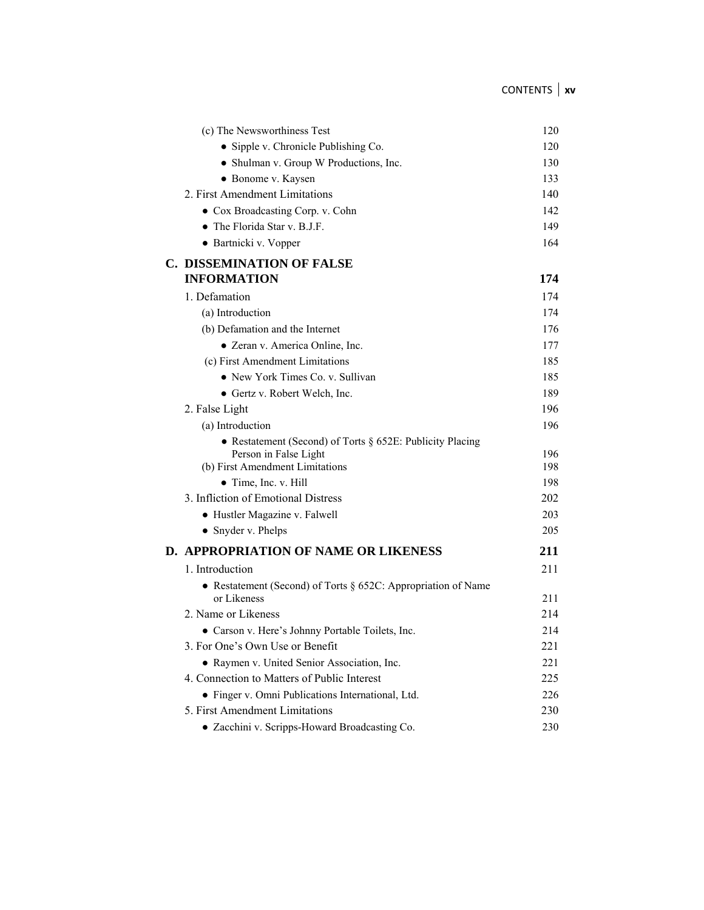- (c) The Newsworthiness Test — 120
  - Sipple v. Chronicle Publishing Co. — 120
  - Shulman v. Group W Productions, Inc. — 130
  - Bonome v. Kaysen — 133
- 2. First Amendment Limitations — 140
  - Cox Broadcasting Corp. v. Cohn — 142
  - The Florida Star v. B.J.F. — 149
  - Bartnicki v. Vopper — 164

**C. DISSEMINATION OF FALSE INFORMATION — 174**

- 1. Defamation — 174
  - (a) Introduction — 174
  - (b) Defamation and the Internet — 176
    - Zeran v. America Online, Inc. — 177
  - (c) First Amendment Limitations — 185
    - New York Times Co. v. Sullivan — 185
    - Gertz v. Robert Welch, Inc. — 189
- 2. False Light — 196
  - (a) Introduction — 196
    - Restatement (Second) of Torts § 652E: Publicity Placing Person in False Light — 196
  - (b) First Amendment Limitations — 198
    - Time, Inc. v. Hill — 198
- 3. Infliction of Emotional Distress — 202
  - Hustler Magazine v. Falwell — 203
  - Snyder v. Phelps — 205

**D. APPROPRIATION OF NAME OR LIKENESS — 211**

- 1. Introduction — 211
  - Restatement (Second) of Torts § 652C: Appropriation of Name or Likeness — 211
- 2. Name or Likeness — 214
  - Carson v. Here's Johnny Portable Toilets, Inc. — 214
- 3. For One's Own Use or Benefit — 221
  - Raymen v. United Senior Association, Inc. — 221
- 4. Connection to Matters of Public Interest — 225
  - Finger v. Omni Publications International, Ltd. — 226
- 5. First Amendment Limitations — 230
  - Zacchini v. Scripps-Howard Broadcasting Co. — 230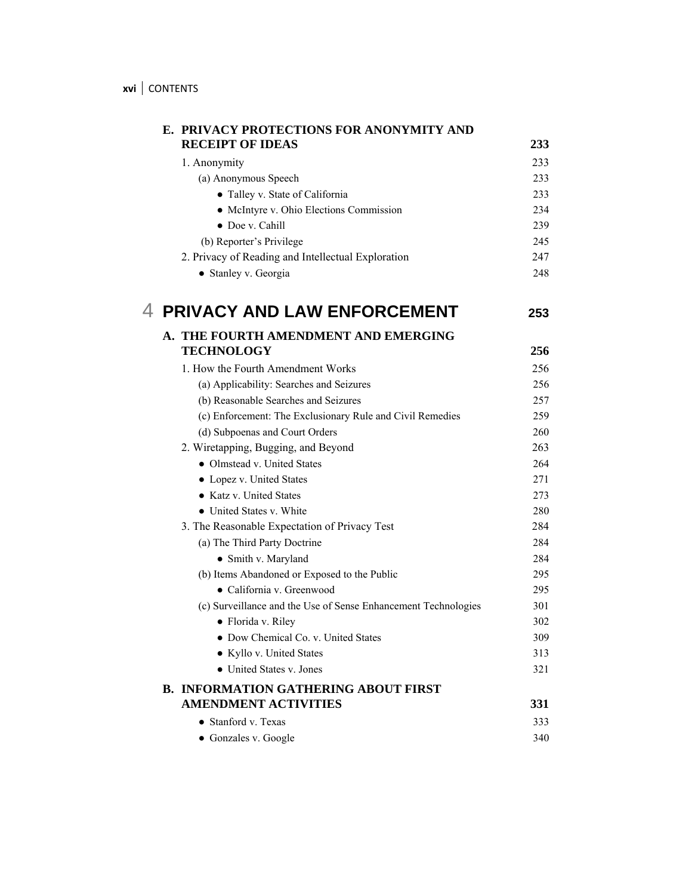**E. PRIVACY PROTECTIONS FOR ANONYMITY AND RECEIPT OF IDEAS** **233**

1. Anonymity 233
   - (a) Anonymous Speech 233
     - • Talley v. State of California 233
     - • McIntyre v. Ohio Elections Commission 234
     - • Doe v. Cahill 239
   - (b) Reporter's Privilege 245
2. Privacy of Reading and Intellectual Exploration 247
   - • Stanley v. Georgia 248

# 4 PRIVACY AND LAW ENFORCEMENT 253

**A. THE FOURTH AMENDMENT AND EMERGING TECHNOLOGY** **256**

1. How the Fourth Amendment Works 256
   - (a) Applicability: Searches and Seizures 256
   - (b) Reasonable Searches and Seizures 257
   - (c) Enforcement: The Exclusionary Rule and Civil Remedies 259
   - (d) Subpoenas and Court Orders 260
2. Wiretapping, Bugging, and Beyond 263
   - • Olmstead v. United States 264
   - • Lopez v. United States 271
   - • Katz v. United States 273
   - • United States v. White 280
3. The Reasonable Expectation of Privacy Test 284
   - (a) The Third Party Doctrine 284
     - • Smith v. Maryland 284
   - (b) Items Abandoned or Exposed to the Public 295
     - • California v. Greenwood 295
   - (c) Surveillance and the Use of Sense Enhancement Technologies 301
     - • Florida v. Riley 302
     - • Dow Chemical Co. v. United States 309
     - • Kyllo v. United States 313
     - • United States v. Jones 321

**B. INFORMATION GATHERING ABOUT FIRST AMENDMENT ACTIVITIES** **331**

- • Stanford v. Texas 333
- • Gonzales v. Google 340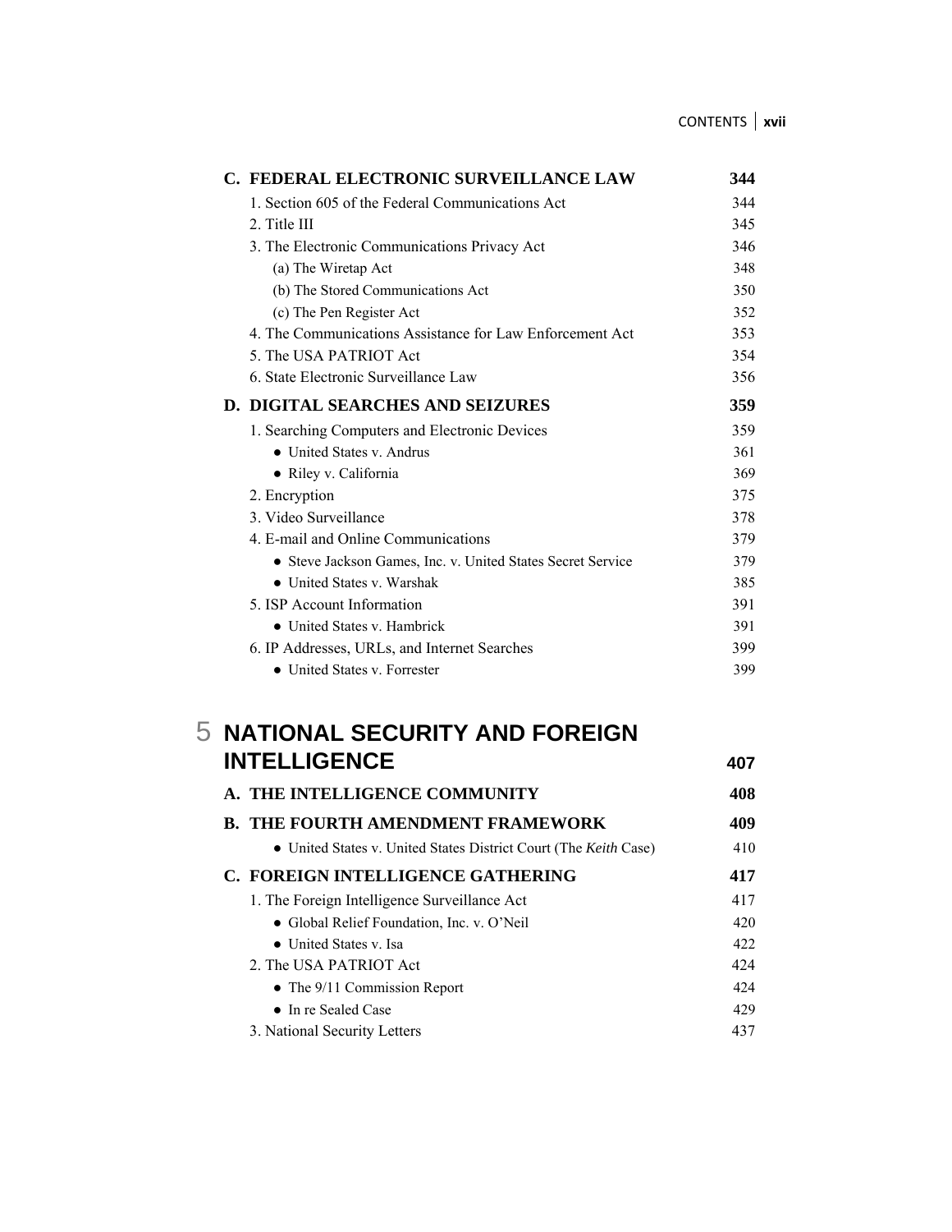**C. FEDERAL ELECTRONIC SURVEILLANCE LAW** — **344**

- 1. Section 605 of the Federal Communications Act — 344
- 2. Title III — 345
- 3. The Electronic Communications Privacy Act — 346
  - (a) The Wiretap Act — 348
  - (b) The Stored Communications Act — 350
  - (c) The Pen Register Act — 352
- 4. The Communications Assistance for Law Enforcement Act — 353
- 5. The USA PATRIOT Act — 354
- 6. State Electronic Surveillance Law — 356

**D. DIGITAL SEARCHES AND SEIZURES** — **359**

- 1. Searching Computers and Electronic Devices — 359
  - ● United States v. Andrus — 361
  - ● Riley v. California — 369
- 2. Encryption — 375
- 3. Video Surveillance — 378
- 4. E-mail and Online Communications — 379
  - ● Steve Jackson Games, Inc. v. United States Secret Service — 379
  - ● United States v. Warshak — 385
- 5. ISP Account Information — 391
  - ● United States v. Hambrick — 391
- 6. IP Addresses, URLs, and Internet Searches — 399
  - ● United States v. Forrester — 399

# 5 NATIONAL SECURITY AND FOREIGN INTELLIGENCE — 407

**A. THE INTELLIGENCE COMMUNITY** — **408**

**B. THE FOURTH AMENDMENT FRAMEWORK** — **409**

- ● United States v. United States District Court (The *Keith* Case) — 410

**C. FOREIGN INTELLIGENCE GATHERING** — **417**

- 1. The Foreign Intelligence Surveillance Act — 417
  - ● Global Relief Foundation, Inc. v. O'Neil — 420
  - ● United States v. Isa — 422
- 2. The USA PATRIOT Act — 424
  - ● The 9/11 Commission Report — 424
  - ● In re Sealed Case — 429
- 3. National Security Letters — 437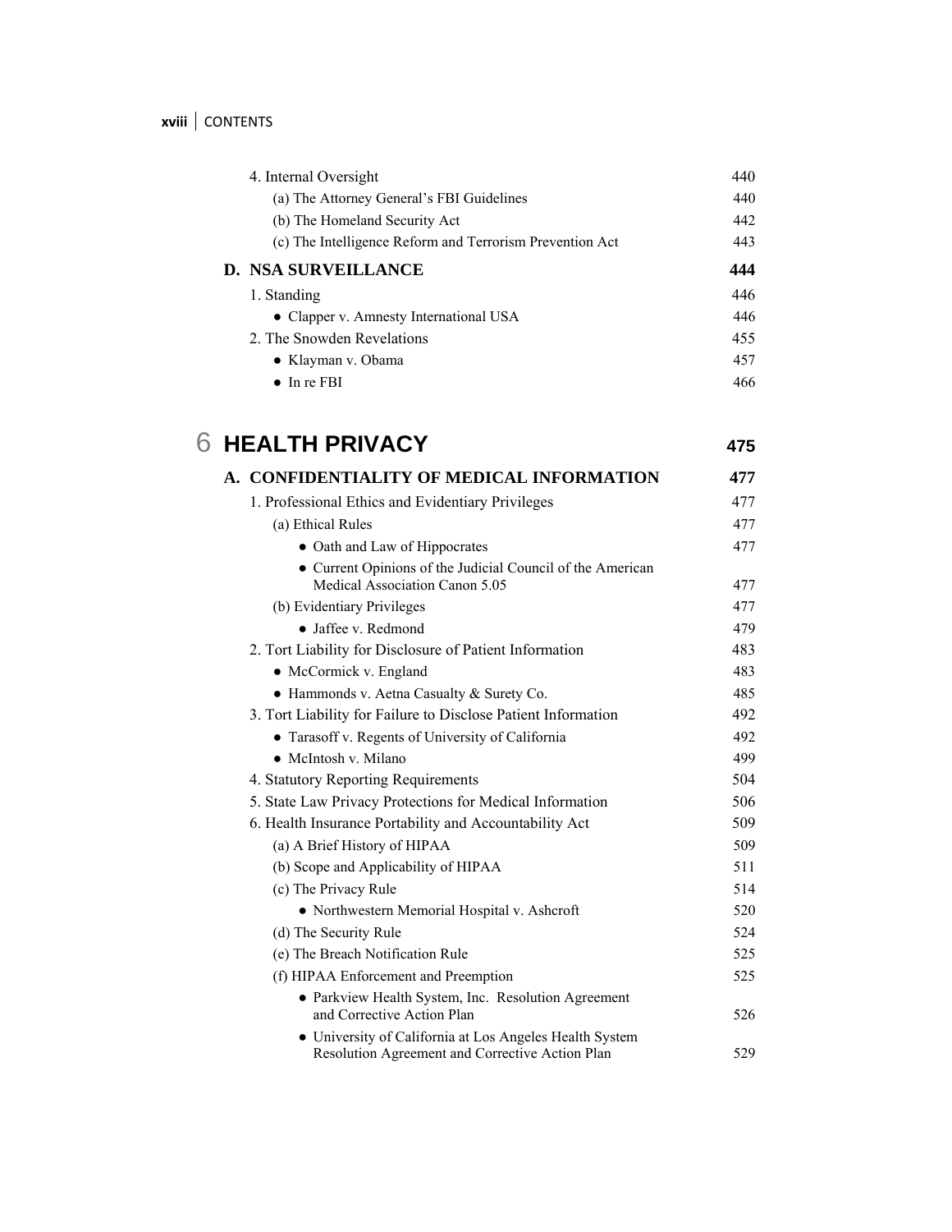4. Internal Oversight 440

(a) The Attorney General's FBI Guidelines 440

(b) The Homeland Security Act 442

(c) The Intelligence Reform and Terrorism Prevention Act 443

**D. NSA SURVEILLANCE 444**

1. Standing 446

- Clapper v. Amnesty International USA 446

2. The Snowden Revelations 455

- Klayman v. Obama 457
- In re FBI 466

# 6 HEALTH PRIVACY 475

**A. CONFIDENTIALITY OF MEDICAL INFORMATION 477**

1. Professional Ethics and Evidentiary Privileges 477

(a) Ethical Rules 477

- Oath and Law of Hippocrates 477
- Current Opinions of the Judicial Council of the American Medical Association Canon 5.05 477

(b) Evidentiary Privileges 477

- Jaffee v. Redmond 479

2. Tort Liability for Disclosure of Patient Information 483

- McCormick v. England 483
- Hammonds v. Aetna Casualty & Surety Co. 485

3. Tort Liability for Failure to Disclose Patient Information 492

- Tarasoff v. Regents of University of California 492
- McIntosh v. Milano 499

4. Statutory Reporting Requirements 504

5. State Law Privacy Protections for Medical Information 506

6. Health Insurance Portability and Accountability Act 509

(a) A Brief History of HIPAA 509

(b) Scope and Applicability of HIPAA 511

(c) The Privacy Rule 514

- Northwestern Memorial Hospital v. Ashcroft 520

(d) The Security Rule 524

(e) The Breach Notification Rule 525

(f) HIPAA Enforcement and Preemption 525

- Parkview Health System, Inc. Resolution Agreement and Corrective Action Plan 526
- University of California at Los Angeles Health System Resolution Agreement and Corrective Action Plan 529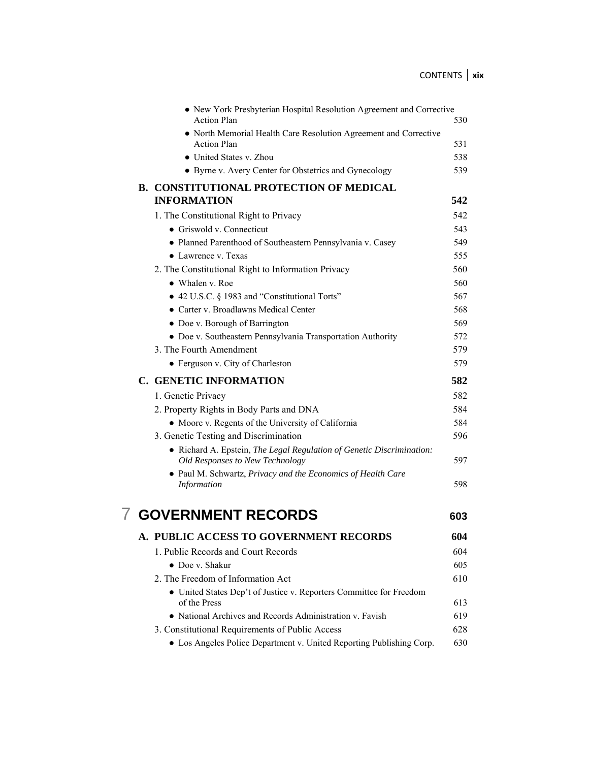- New York Presbyterian Hospital Resolution Agreement and Corrective Action Plan 530
- North Memorial Health Care Resolution Agreement and Corrective Action Plan 531
- United States v. Zhou 538
- Byrne v. Avery Center for Obstetrics and Gynecology 539

**B. CONSTITUTIONAL PROTECTION OF MEDICAL INFORMATION 542**

1. The Constitutional Right to Privacy 542
   - Griswold v. Connecticut 543
   - Planned Parenthood of Southeastern Pennsylvania v. Casey 549
   - Lawrence v. Texas 555
2. The Constitutional Right to Information Privacy 560
   - Whalen v. Roe 560
   - 42 U.S.C. § 1983 and "Constitutional Torts" 567
   - Carter v. Broadlawns Medical Center 568
   - Doe v. Borough of Barrington 569
   - Doe v. Southeastern Pennsylvania Transportation Authority 572
3. The Fourth Amendment 579
   - Ferguson v. City of Charleston 579

**C. GENETIC INFORMATION 582**

1. Genetic Privacy 582
2. Property Rights in Body Parts and DNA 584
   - Moore v. Regents of the University of California 584
3. Genetic Testing and Discrimination 596
   - Richard A. Epstein, *The Legal Regulation of Genetic Discrimination: Old Responses to New Technology* 597
   - Paul M. Schwartz, *Privacy and the Economics of Health Care Information* 598

# 7 GOVERNMENT RECORDS 603

**A. PUBLIC ACCESS TO GOVERNMENT RECORDS 604**

1. Public Records and Court Records 604
   - Doe v. Shakur 605
2. The Freedom of Information Act 610
   - United States Dep't of Justice v. Reporters Committee for Freedom of the Press 613
   - National Archives and Records Administration v. Favish 619
3. Constitutional Requirements of Public Access 628
   - Los Angeles Police Department v. United Reporting Publishing Corp. 630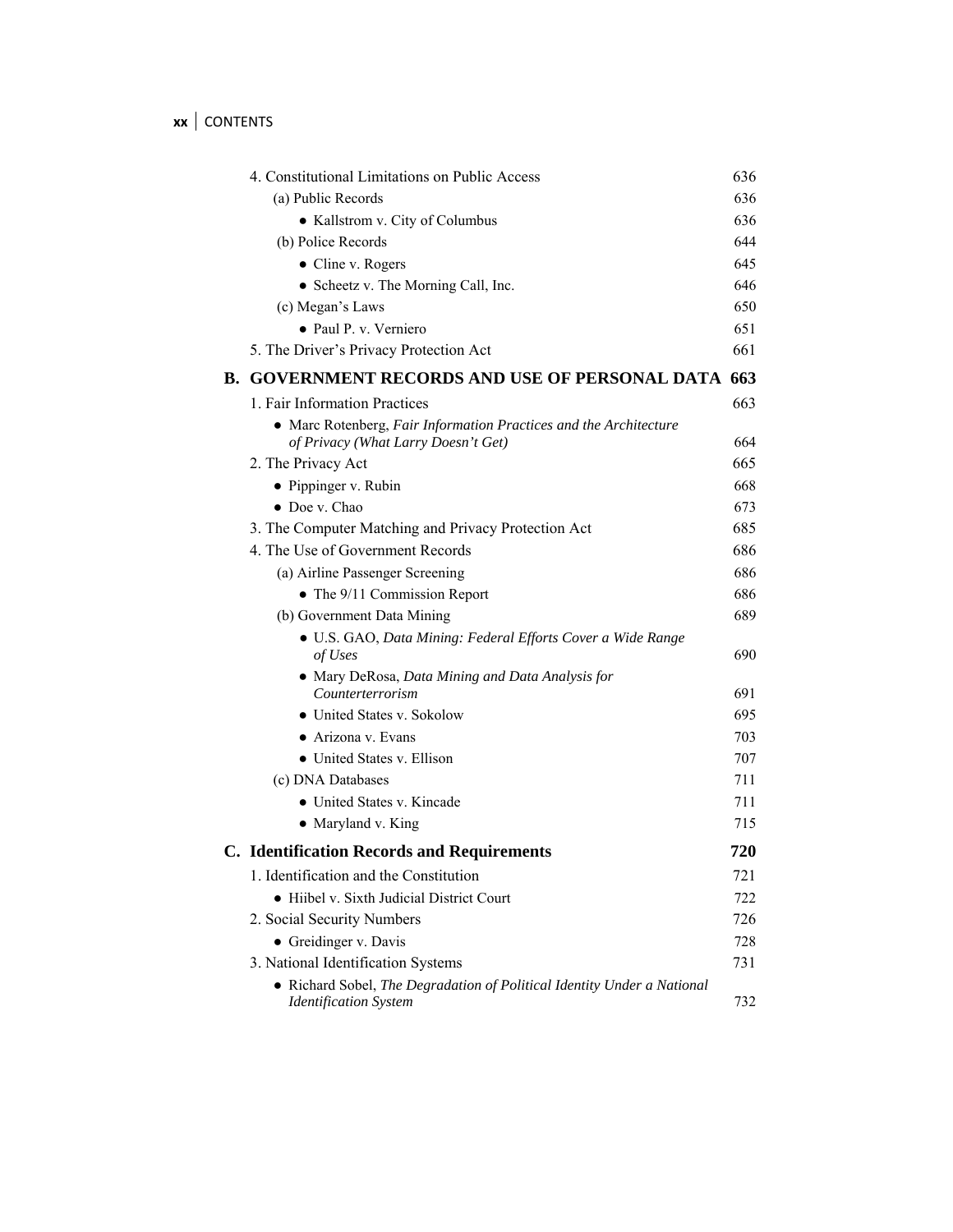4. Constitutional Limitations on Public Access 636

(a) Public Records 636

- Kallstrom v. City of Columbus 636

(b) Police Records 644

- Cline v. Rogers 645
- Scheetz v. The Morning Call, Inc. 646

(c) Megan's Laws 650

- Paul P. v. Verniero 651

5. The Driver's Privacy Protection Act 661

## B. GOVERNMENT RECORDS AND USE OF PERSONAL DATA 663

1. Fair Information Practices 663

- Marc Rotenberg, *Fair Information Practices and the Architecture of Privacy (What Larry Doesn't Get)* 664

2. The Privacy Act 665

- Pippinger v. Rubin 668
- Doe v. Chao 673

3. The Computer Matching and Privacy Protection Act 685

4. The Use of Government Records 686

(a) Airline Passenger Screening 686

- The 9/11 Commission Report 686

(b) Government Data Mining 689

- U.S. GAO, *Data Mining: Federal Efforts Cover a Wide Range of Uses* 690
- Mary DeRosa, *Data Mining and Data Analysis for Counterterrorism* 691
- United States v. Sokolow 695
- Arizona v. Evans 703
- United States v. Ellison 707

(c) DNA Databases 711

- United States v. Kincade 711
- Maryland v. King 715

## C. Identification Records and Requirements 720

1. Identification and the Constitution 721

- Hiibel v. Sixth Judicial District Court 722

2. Social Security Numbers 726

- Greidinger v. Davis 728

3. National Identification Systems 731

- Richard Sobel, *The Degradation of Political Identity Under a National Identification System* 732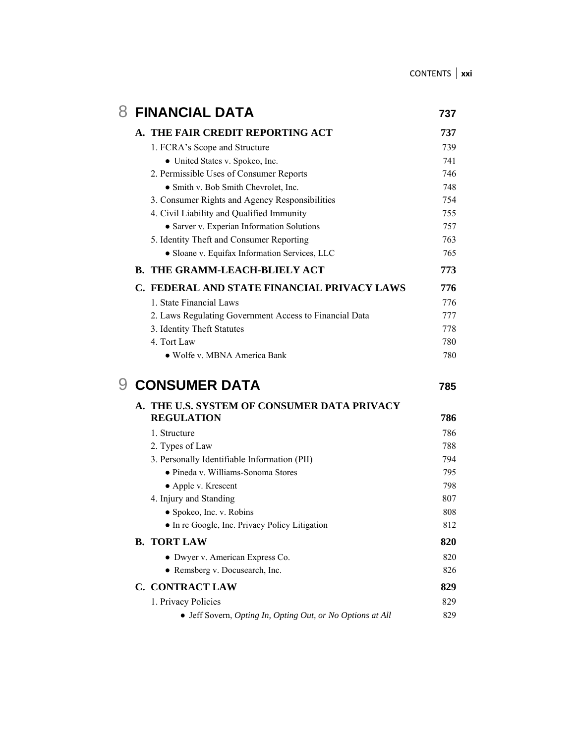# 8 FINANCIAL DATA 737

## A. THE FAIR CREDIT REPORTING ACT 737

1. FCRA's Scope and Structure 739
   - United States v. Spokeo, Inc. 741
2. Permissible Uses of Consumer Reports 746
   - Smith v. Bob Smith Chevrolet, Inc. 748
3. Consumer Rights and Agency Responsibilities 754
4. Civil Liability and Qualified Immunity 755
   - Sarver v. Experian Information Solutions 757
5. Identity Theft and Consumer Reporting 763
   - Sloane v. Equifax Information Services, LLC 765

## B. THE GRAMM-LEACH-BLIELY ACT 773

## C. FEDERAL AND STATE FINANCIAL PRIVACY LAWS 776

1. State Financial Laws 776
2. Laws Regulating Government Access to Financial Data 777
3. Identity Theft Statutes 778
4. Tort Law 780
   - Wolfe v. MBNA America Bank 780

# 9 CONSUMER DATA 785

## A. THE U.S. SYSTEM OF CONSUMER DATA PRIVACY REGULATION 786

1. Structure 786
2. Types of Law 788
3. Personally Identifiable Information (PII) 794
   - Pineda v. Williams-Sonoma Stores 795
   - Apple v. Krescent 798
4. Injury and Standing 807
   - Spokeo, Inc. v. Robins 808
   - In re Google, Inc. Privacy Policy Litigation 812

## B. TORT LAW 820

- Dwyer v. American Express Co. 820
- Remsberg v. Docusearch, Inc. 826

## C. CONTRACT LAW 829

1. Privacy Policies 829
   - Jeff Sovern, *Opting In, Opting Out, or No Options at All* 829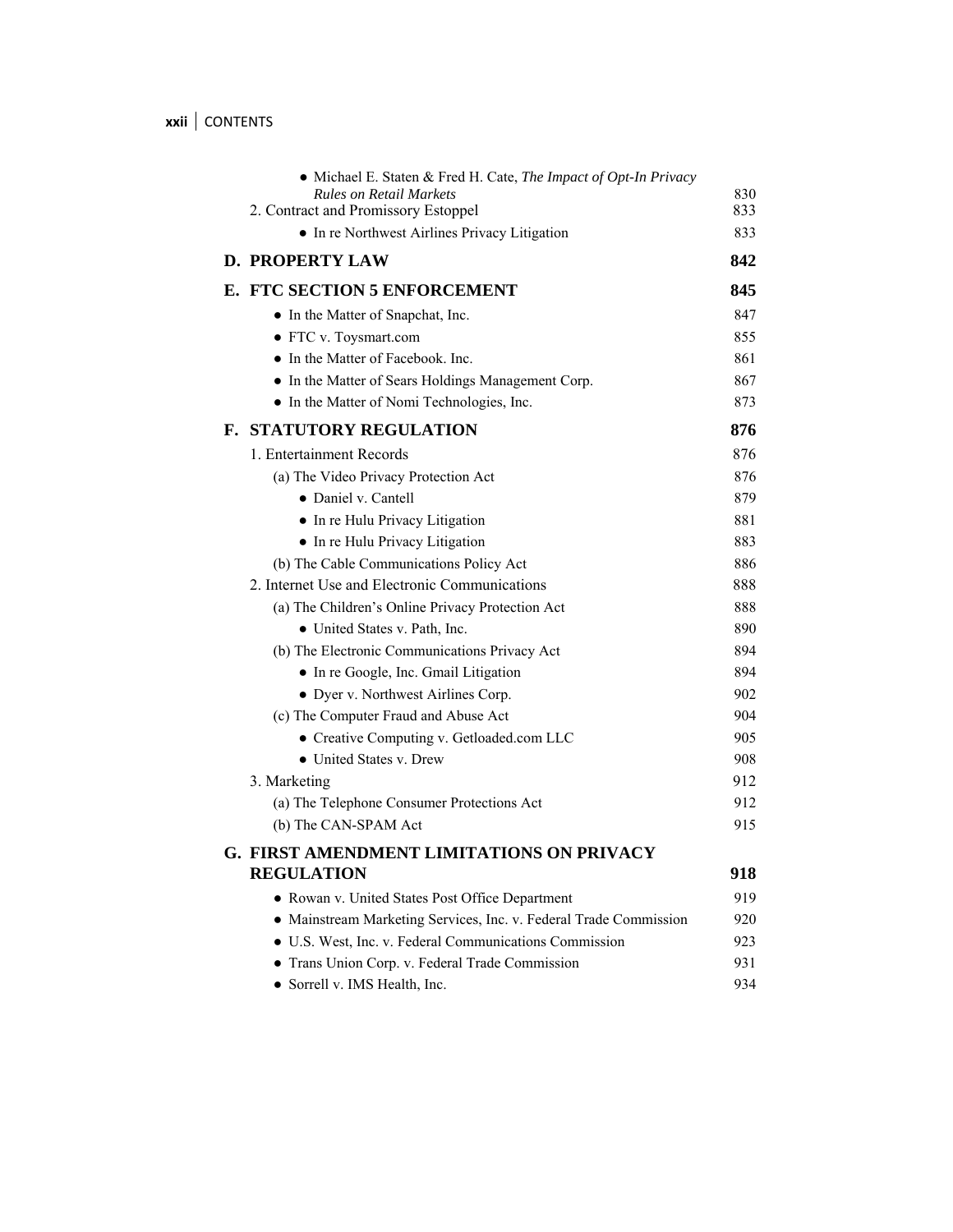- Michael E. Staten & Fred H. Cate, *The Impact of Opt-In Privacy Rules on Retail Markets* 830

2. Contract and Promissory Estoppel 833
   - In re Northwest Airlines Privacy Litigation 833

**D. PROPERTY LAW 842**

**E. FTC SECTION 5 ENFORCEMENT 845**

- In the Matter of Snapchat, Inc. 847
- FTC v. Toysmart.com 855
- In the Matter of Facebook. Inc. 861
- In the Matter of Sears Holdings Management Corp. 867
- In the Matter of Nomi Technologies, Inc. 873

**F. STATUTORY REGULATION 876**

1. Entertainment Records 876
   - (a) The Video Privacy Protection Act 876
     - Daniel v. Cantell 879
     - In re Hulu Privacy Litigation 881
     - In re Hulu Privacy Litigation 883
   - (b) The Cable Communications Policy Act 886
2. Internet Use and Electronic Communications 888
   - (a) The Children's Online Privacy Protection Act 888
     - United States v. Path, Inc. 890
   - (b) The Electronic Communications Privacy Act 894
     - In re Google, Inc. Gmail Litigation 894
     - Dyer v. Northwest Airlines Corp. 902
   - (c) The Computer Fraud and Abuse Act 904
     - Creative Computing v. Getloaded.com LLC 905
     - United States v. Drew 908
3. Marketing 912
   - (a) The Telephone Consumer Protections Act 912
   - (b) The CAN-SPAM Act 915

**G. FIRST AMENDMENT LIMITATIONS ON PRIVACY REGULATION 918**

- Rowan v. United States Post Office Department 919
- Mainstream Marketing Services, Inc. v. Federal Trade Commission 920
- U.S. West, Inc. v. Federal Communications Commission 923
- Trans Union Corp. v. Federal Trade Commission 931
- Sorrell v. IMS Health, Inc. 934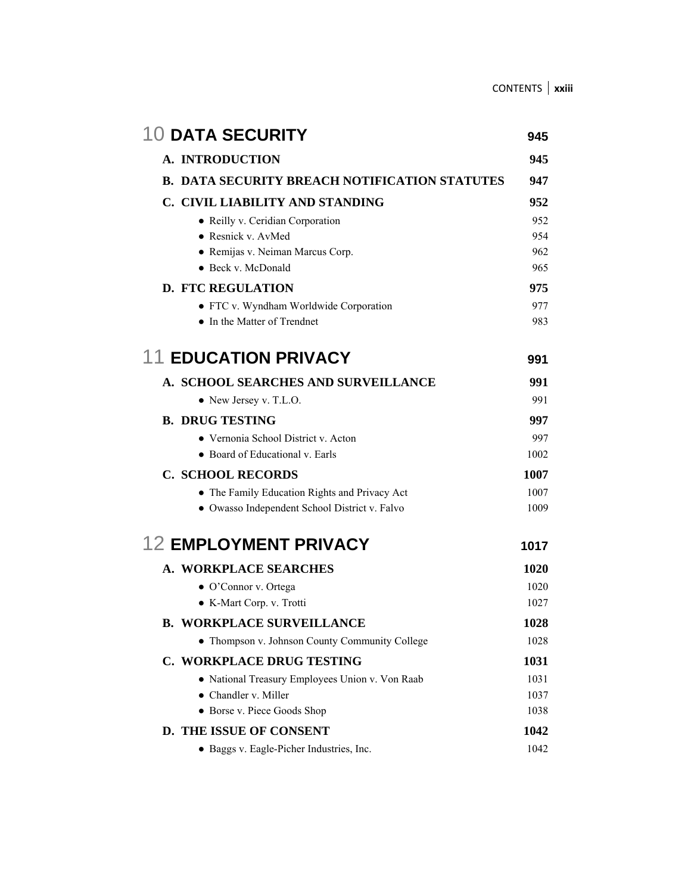# 10 DATA SECURITY — 945

## A. INTRODUCTION — 945

## B. DATA SECURITY BREACH NOTIFICATION STATUTES — 947

## C. CIVIL LIABILITY AND STANDING — 952

- Reilly v. Ceridian Corporation — 952
- Resnick v. AvMed — 954
- Remijas v. Neiman Marcus Corp. — 962
- Beck v. McDonald — 965

## D. FTC REGULATION — 975

- FTC v. Wyndham Worldwide Corporation — 977
- In the Matter of Trendnet — 983

# 11 EDUCATION PRIVACY — 991

## A. SCHOOL SEARCHES AND SURVEILLANCE — 991

- New Jersey v. T.L.O. — 991

## B. DRUG TESTING — 997

- Vernonia School District v. Acton — 997
- Board of Educational v. Earls — 1002

## C. SCHOOL RECORDS — 1007

- The Family Education Rights and Privacy Act — 1007
- Owasso Independent School District v. Falvo — 1009

# 12 EMPLOYMENT PRIVACY — 1017

## A. WORKPLACE SEARCHES — 1020

- O'Connor v. Ortega — 1020
- K-Mart Corp. v. Trotti — 1027

## B. WORKPLACE SURVEILLANCE — 1028

- Thompson v. Johnson County Community College — 1028

## C. WORKPLACE DRUG TESTING — 1031

- National Treasury Employees Union v. Von Raab — 1031
- Chandler v. Miller — 1037
- Borse v. Piece Goods Shop — 1038

## D. THE ISSUE OF CONSENT — 1042

- Baggs v. Eagle-Picher Industries, Inc. — 1042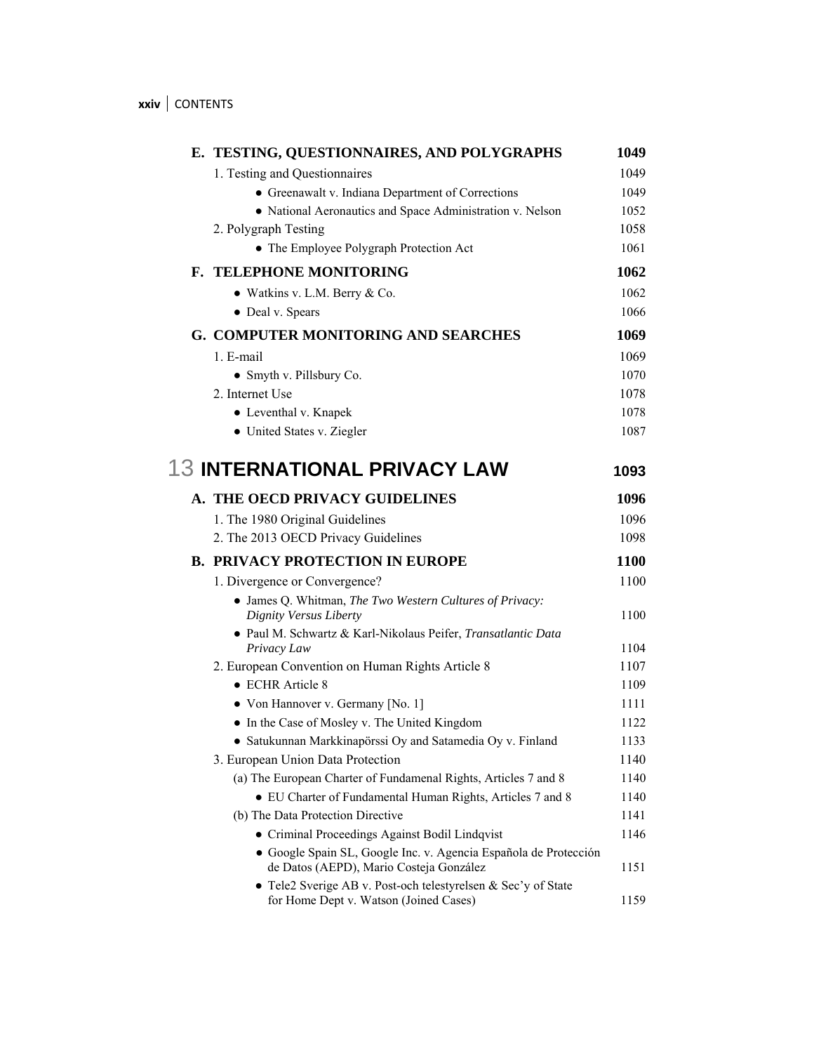**E. TESTING, QUESTIONNAIRES, AND POLYGRAPHS** 1049

1. Testing and Questionnaires 1049
   - Greenawalt v. Indiana Department of Corrections 1049
   - National Aeronautics and Space Administration v. Nelson 1052
2. Polygraph Testing 1058
   - The Employee Polygraph Protection Act 1061

**F. TELEPHONE MONITORING** 1062

- Watkins v. L.M. Berry & Co. 1062
- Deal v. Spears 1066

**G. COMPUTER MONITORING AND SEARCHES** 1069

1. E-mail 1069
   - Smyth v. Pillsbury Co. 1070
2. Internet Use 1078
   - Leventhal v. Knapek 1078
   - United States v. Ziegler 1087

# 13 INTERNATIONAL PRIVACY LAW 1093

**A. THE OECD PRIVACY GUIDELINES** 1096

1. The 1980 Original Guidelines 1096
2. The 2013 OECD Privacy Guidelines 1098

**B. PRIVACY PROTECTION IN EUROPE** 1100

1. Divergence or Convergence? 1100
   - James Q. Whitman, *The Two Western Cultures of Privacy: Dignity Versus Liberty* 1100
   - Paul M. Schwartz & Karl-Nikolaus Peifer, *Transatlantic Data Privacy Law* 1104
2. European Convention on Human Rights Article 8 1107
   - ECHR Article 8 1109
   - Von Hannover v. Germany [No. 1] 1111
   - In the Case of Mosley v. The United Kingdom 1122
   - Satukunnan Markkinapörssi Oy and Satamedia Oy v. Finland 1133
3. European Union Data Protection 1140
   - (a) The European Charter of Fundamenal Rights, Articles 7 and 8 1140
     - EU Charter of Fundamental Human Rights, Articles 7 and 8 1140
   - (b) The Data Protection Directive 1141
     - Criminal Proceedings Against Bodil Lindqvist 1146
     - Google Spain SL, Google Inc. v. Agencia Española de Protección de Datos (AEPD), Mario Costeja González 1151
     - Tele2 Sverige AB v. Post-och telestyrelsen & Sec'y of State for Home Dept v. Watson (Joined Cases) 1159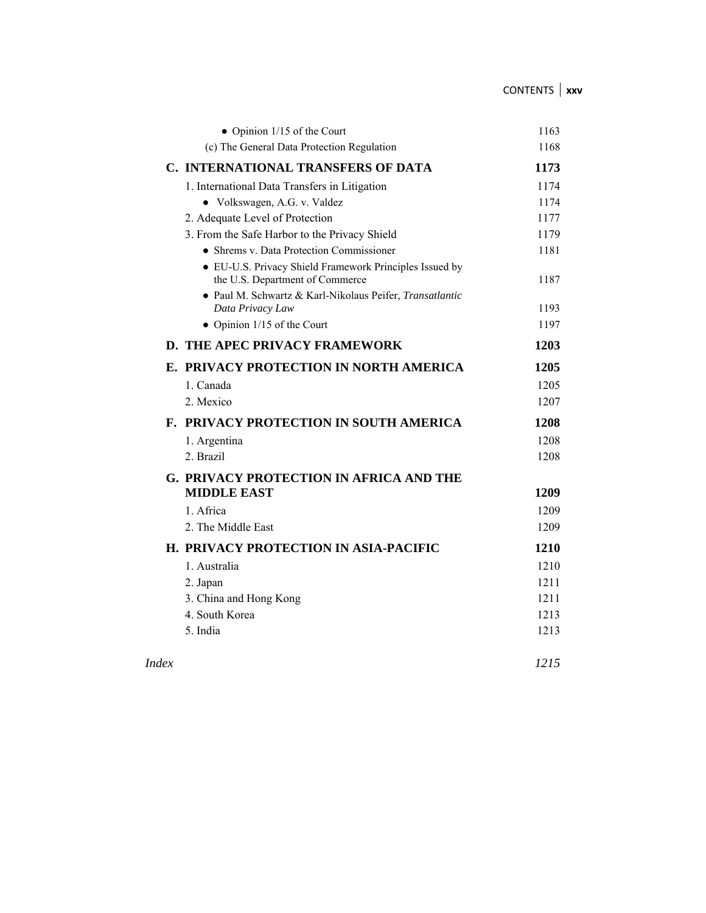- Opinion 1/15 of the Court 1163
- (c) The General Data Protection Regulation 1168

**C. INTERNATIONAL TRANSFERS OF DATA 1173**

1. International Data Transfers in Litigation 1174
   - Volkswagen, A.G. v. Valdez 1174
2. Adequate Level of Protection 1177
3. From the Safe Harbor to the Privacy Shield 1179
   - Shrems v. Data Protection Commissioner 1181
   - EU-U.S. Privacy Shield Framework Principles Issued by the U.S. Department of Commerce 1187
   - Paul M. Schwartz & Karl-Nikolaus Peifer, *Transatlantic Data Privacy Law* 1193
   - Opinion 1/15 of the Court 1197

**D. THE APEC PRIVACY FRAMEWORK 1203**

**E. PRIVACY PROTECTION IN NORTH AMERICA 1205**

1. Canada 1205
2. Mexico 1207

**F. PRIVACY PROTECTION IN SOUTH AMERICA 1208**

1. Argentina 1208
2. Brazil 1208

**G. PRIVACY PROTECTION IN AFRICA AND THE MIDDLE EAST 1209**

1. Africa 1209
2. The Middle East 1209

**H. PRIVACY PROTECTION IN ASIA-PACIFIC 1210**

1. Australia 1210
2. Japan 1211
3. China and Hong Kong 1211
4. South Korea 1213
5. India 1213

*Index* *1215*